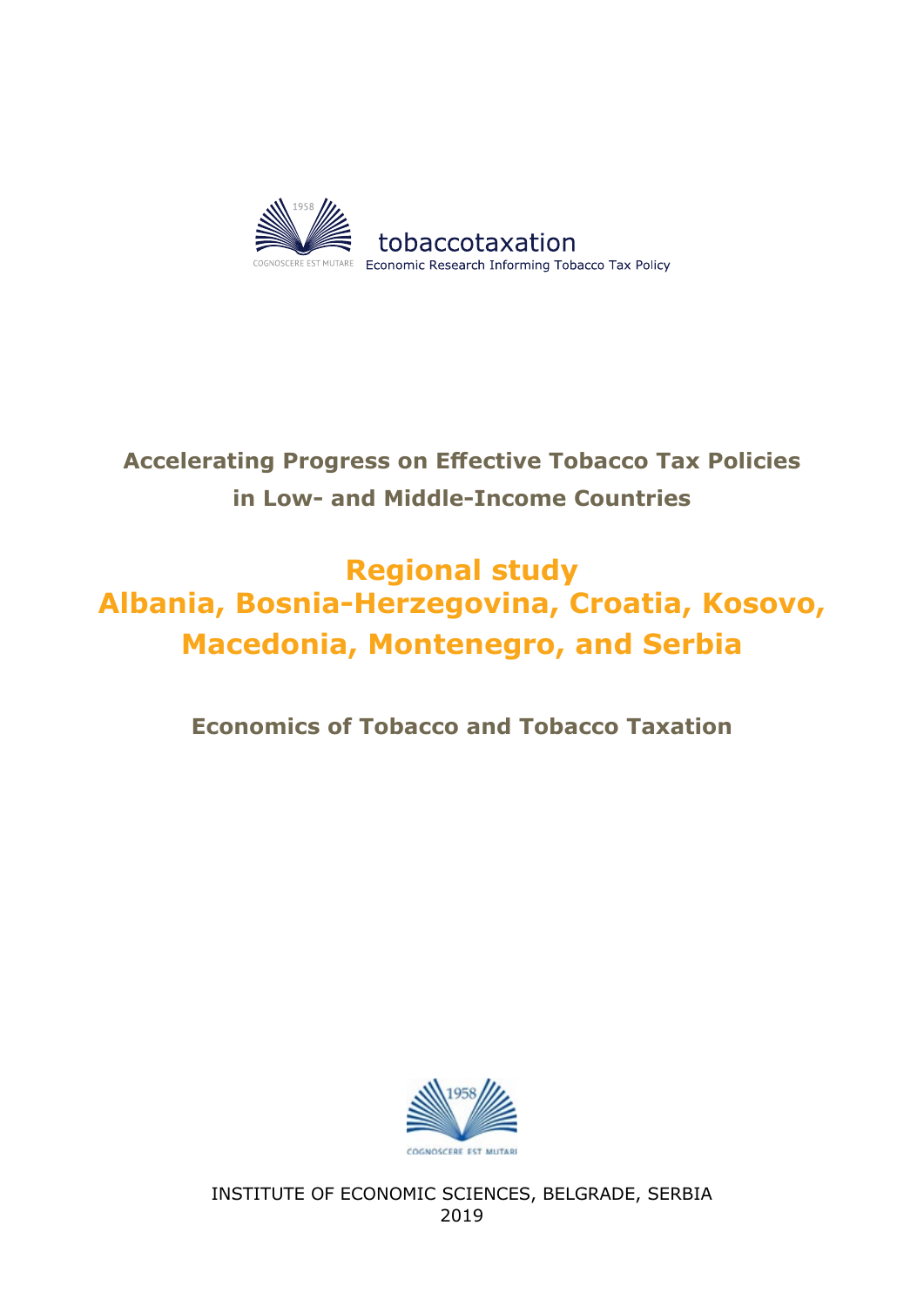tobaccotaxation

Economic Research Informing Tobacco Tax Policy

**Accelerating Progress on Effective Tobacco Tax Policies in Low- and Middle-Income Countries**

# Regional study
# Albania, Bosnia-Herzegovina, Croatia, Kosovo, Macedonia, Montenegro, and Serbia

## Economics of Tobacco and Tobacco Taxation

INSTITUTE OF ECONOMIC SCIENCES, BELGRADE, SERBIA
2019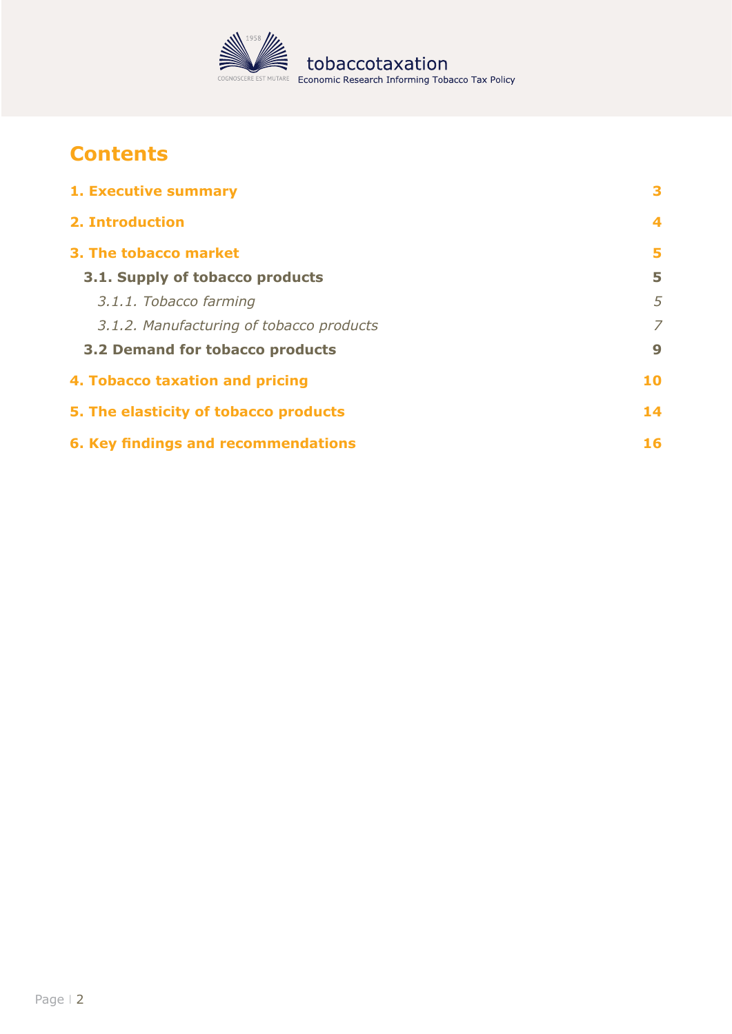# Contents

| | |
|---|---|
| **1. Executive summary** | **3** |
| **2. Introduction** | **4** |
| **3. The tobacco market** | **5** |
| **3.1. Supply of tobacco products** | **5** |
| *3.1.1. Tobacco farming* | *5* |
| *3.1.2. Manufacturing of tobacco products* | *7* |
| **3.2 Demand for tobacco products** | **9** |
| **4. Tobacco taxation and pricing** | **10** |
| **5. The elasticity of tobacco products** | **14** |
| **6. Key findings and recommendations** | **16** |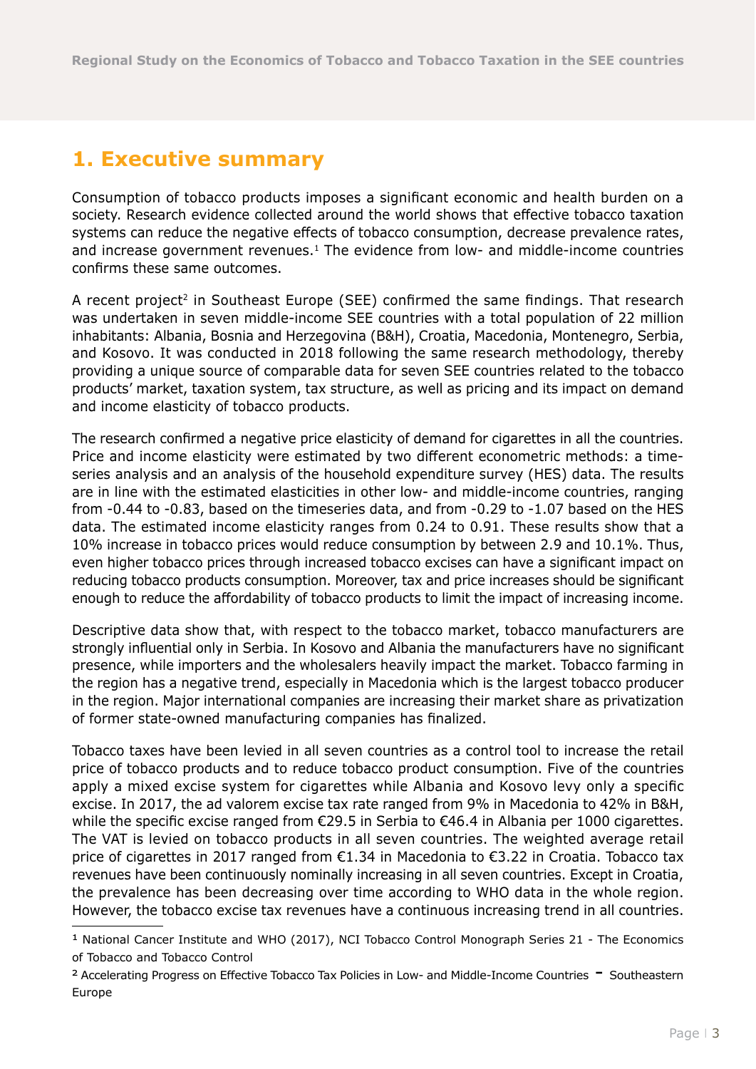# 1. Executive summary

Consumption of tobacco products imposes a significant economic and health burden on a society. Research evidence collected around the world shows that effective tobacco taxation systems can reduce the negative effects of tobacco consumption, decrease prevalence rates, and increase government revenues.[1] The evidence from low- and middle-income countries confirms these same outcomes.

A recent project[2] in Southeast Europe (SEE) confirmed the same findings. That research was undertaken in seven middle-income SEE countries with a total population of 22 million inhabitants: Albania, Bosnia and Herzegovina (B&H), Croatia, Macedonia, Montenegro, Serbia, and Kosovo. It was conducted in 2018 following the same research methodology, thereby providing a unique source of comparable data for seven SEE countries related to the tobacco products' market, taxation system, tax structure, as well as pricing and its impact on demand and income elasticity of tobacco products.

The research confirmed a negative price elasticity of demand for cigarettes in all the countries. Price and income elasticity were estimated by two different econometric methods: a time-series analysis and an analysis of the household expenditure survey (HES) data. The results are in line with the estimated elasticities in other low- and middle-income countries, ranging from -0.44 to -0.83, based on the timeseries data, and from -0.29 to -1.07 based on the HES data. The estimated income elasticity ranges from 0.24 to 0.91. These results show that a 10% increase in tobacco prices would reduce consumption by between 2.9 and 10.1%. Thus, even higher tobacco prices through increased tobacco excises can have a significant impact on reducing tobacco products consumption. Moreover, tax and price increases should be significant enough to reduce the affordability of tobacco products to limit the impact of increasing income.

Descriptive data show that, with respect to the tobacco market, tobacco manufacturers are strongly influential only in Serbia. In Kosovo and Albania the manufacturers have no significant presence, while importers and the wholesalers heavily impact the market. Tobacco farming in the region has a negative trend, especially in Macedonia which is the largest tobacco producer in the region. Major international companies are increasing their market share as privatization of former state-owned manufacturing companies has finalized.

Tobacco taxes have been levied in all seven countries as a control tool to increase the retail price of tobacco products and to reduce tobacco product consumption. Five of the countries apply a mixed excise system for cigarettes while Albania and Kosovo levy only a specific excise. In 2017, the ad valorem excise tax rate ranged from 9% in Macedonia to 42% in B&H, while the specific excise ranged from €29.5 in Serbia to €46.4 in Albania per 1000 cigarettes. The VAT is levied on tobacco products in all seven countries. The weighted average retail price of cigarettes in 2017 ranged from €1.34 in Macedonia to €3.22 in Croatia. Tobacco tax revenues have been continuously nominally increasing in all seven countries. Except in Croatia, the prevalence has been decreasing over time according to WHO data in the whole region. However, the tobacco excise tax revenues have a continuous increasing trend in all countries.

---

[1] National Cancer Institute and WHO (2017), NCI Tobacco Control Monograph Series 21 - The Economics of Tobacco and Tobacco Control

[2] Accelerating Progress on Effective Tobacco Tax Policies in Low- and Middle-Income Countries – Southeastern Europe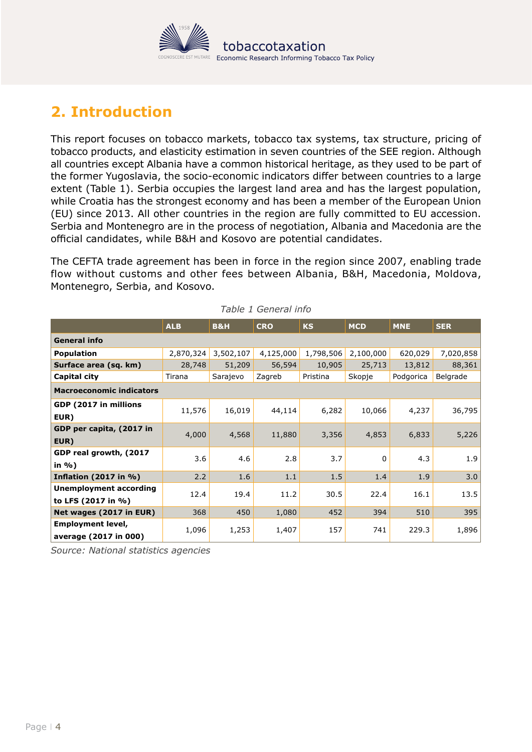## 2. Introduction

This report focuses on tobacco markets, tobacco tax systems, tax structure, pricing of tobacco products, and elasticity estimation in seven countries of the SEE region. Although all countries except Albania have a common historical heritage, as they used to be part of the former Yugoslavia, the socio-economic indicators differ between countries to a large extent (Table 1). Serbia occupies the largest land area and has the largest population, while Croatia has the strongest economy and has been a member of the European Union (EU) since 2013. All other countries in the region are fully committed to EU accession. Serbia and Montenegro are in the process of negotiation, Albania and Macedonia are the official candidates, while B&H and Kosovo are potential candidates.

The CEFTA trade agreement has been in force in the region since 2007, enabling trade flow without customs and other fees between Albania, B&H, Macedonia, Moldova, Montenegro, Serbia, and Kosovo.

*Table 1 General info*

| | ALB | B&H | CRO | KS | MCD | MNE | SER |
|---|---|---|---|---|---|---|---|
| **General info** | | | | | | | |
| **Population** | 2,870,324 | 3,502,107 | 4,125,000 | 1,798,506 | 2,100,000 | 620,029 | 7,020,858 |
| **Surface area (sq. km)** | 28,748 | 51,209 | 56,594 | 10,905 | 25,713 | 13,812 | 88,361 |
| **Capital city** | Tirana | Sarajevo | Zagreb | Pristina | Skopje | Podgorica | Belgrade |
| **Macroeconomic indicators** | | | | | | | |
| **GDP (2017 in millions EUR)** | 11,576 | 16,019 | 44,114 | 6,282 | 10,066 | 4,237 | 36,795 |
| **GDP per capita, (2017 in EUR)** | 4,000 | 4,568 | 11,880 | 3,356 | 4,853 | 6,833 | 5,226 |
| **GDP real growth, (2017 in %)** | 3.6 | 4.6 | 2.8 | 3.7 | 0 | 4.3 | 1.9 |
| **Inflation (2017 in %)** | 2.2 | 1.6 | 1.1 | 1.5 | 1.4 | 1.9 | 3.0 |
| **Unemployment according to LFS (2017 in %)** | 12.4 | 19.4 | 11.2 | 30.5 | 22.4 | 16.1 | 13.5 |
| **Net wages (2017 in EUR)** | 368 | 450 | 1,080 | 452 | 394 | 510 | 395 |
| **Employment level, average (2017 in 000)** | 1,096 | 1,253 | 1,407 | 157 | 741 | 229.3 | 1,896 |

*Source: National statistics agencies*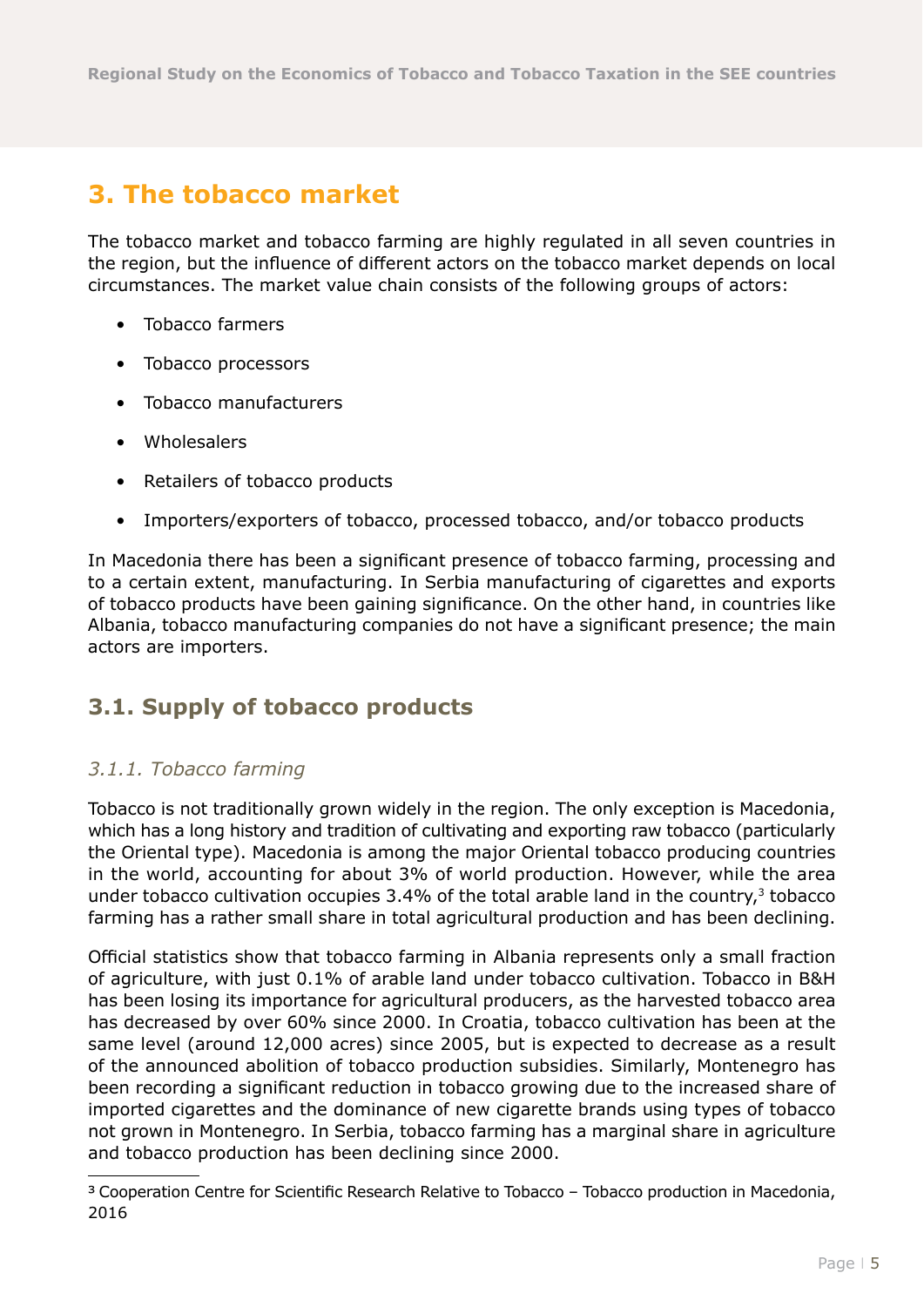# 3. The tobacco market

The tobacco market and tobacco farming are highly regulated in all seven countries in the region, but the influence of different actors on the tobacco market depends on local circumstances. The market value chain consists of the following groups of actors:

- Tobacco farmers
- Tobacco processors
- Tobacco manufacturers
- Wholesalers
- Retailers of tobacco products
- Importers/exporters of tobacco, processed tobacco, and/or tobacco products

In Macedonia there has been a significant presence of tobacco farming, processing and to a certain extent, manufacturing. In Serbia manufacturing of cigarettes and exports of tobacco products have been gaining significance. On the other hand, in countries like Albania, tobacco manufacturing companies do not have a significant presence; the main actors are importers.

## 3.1. Supply of tobacco products

### *3.1.1. Tobacco farming*

Tobacco is not traditionally grown widely in the region. The only exception is Macedonia, which has a long history and tradition of cultivating and exporting raw tobacco (particularly the Oriental type). Macedonia is among the major Oriental tobacco producing countries in the world, accounting for about 3% of world production. However, while the area under tobacco cultivation occupies 3.4% of the total arable land in the country,[3] tobacco farming has a rather small share in total agricultural production and has been declining.

Official statistics show that tobacco farming in Albania represents only a small fraction of agriculture, with just 0.1% of arable land under tobacco cultivation. Tobacco in B&H has been losing its importance for agricultural producers, as the harvested tobacco area has decreased by over 60% since 2000. In Croatia, tobacco cultivation has been at the same level (around 12,000 acres) since 2005, but is expected to decrease as a result of the announced abolition of tobacco production subsidies. Similarly, Montenegro has been recording a significant reduction in tobacco growing due to the increased share of imported cigarettes and the dominance of new cigarette brands using types of tobacco not grown in Montenegro. In Serbia, tobacco farming has a marginal share in agriculture and tobacco production has been declining since 2000.

---

[3] Cooperation Centre for Scientific Research Relative to Tobacco – Tobacco production in Macedonia, 2016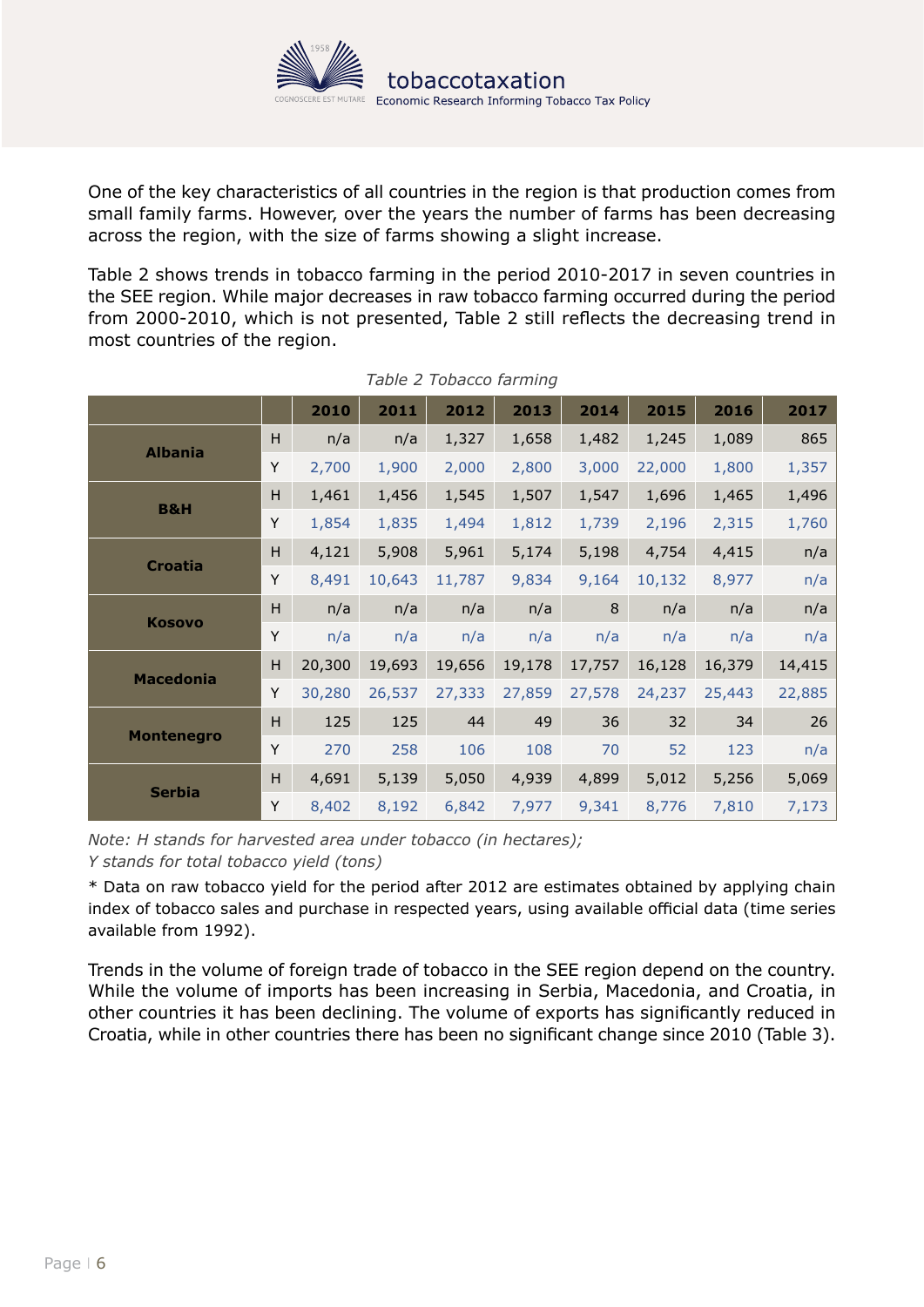One of the key characteristics of all countries in the region is that production comes from small family farms. However, over the years the number of farms has been decreasing across the region, with the size of farms showing a slight increase.

Table 2 shows trends in tobacco farming in the period 2010-2017 in seven countries in the SEE region. While major decreases in raw tobacco farming occurred during the period from 2000-2010, which is not presented, Table 2 still reflects the decreasing trend in most countries of the region.

*Table 2 Tobacco farming*

| | | 2010 | 2011 | 2012 | 2013 | 2014 | 2015 | 2016 | 2017 |
|---|---|---|---|---|---|---|---|---|---|
| **Albania** | H | n/a | n/a | 1,327 | 1,658 | 1,482 | 1,245 | 1,089 | 865 |
| | Y | 2,700 | 1,900 | 2,000 | 2,800 | 3,000 | 22,000 | 1,800 | 1,357 |
| **B&H** | H | 1,461 | 1,456 | 1,545 | 1,507 | 1,547 | 1,696 | 1,465 | 1,496 |
| | Y | 1,854 | 1,835 | 1,494 | 1,812 | 1,739 | 2,196 | 2,315 | 1,760 |
| **Croatia** | H | 4,121 | 5,908 | 5,961 | 5,174 | 5,198 | 4,754 | 4,415 | n/a |
| | Y | 8,491 | 10,643 | 11,787 | 9,834 | 9,164 | 10,132 | 8,977 | n/a |
| **Kosovo** | H | n/a | n/a | n/a | n/a | 8 | n/a | n/a | n/a |
| | Y | n/a | n/a | n/a | n/a | n/a | n/a | n/a | n/a |
| **Macedonia** | H | 20,300 | 19,693 | 19,656 | 19,178 | 17,757 | 16,128 | 16,379 | 14,415 |
| | Y | 30,280 | 26,537 | 27,333 | 27,859 | 27,578 | 24,237 | 25,443 | 22,885 |
| **Montenegro** | H | 125 | 125 | 44 | 49 | 36 | 32 | 34 | 26 |
| | Y | 270 | 258 | 106 | 108 | 70 | 52 | 123 | n/a |
| **Serbia** | H | 4,691 | 5,139 | 5,050 | 4,939 | 4,899 | 5,012 | 5,256 | 5,069 |
| | Y | 8,402 | 8,192 | 6,842 | 7,977 | 9,341 | 8,776 | 7,810 | 7,173 |

*Note: H stands for harvested area under tobacco (in hectares);*
*Y stands for total tobacco yield (tons)*

* Data on raw tobacco yield for the period after 2012 are estimates obtained by applying chain index of tobacco sales and purchase in respected years, using available official data (time series available from 1992).

Trends in the volume of foreign trade of tobacco in the SEE region depend on the country. While the volume of imports has been increasing in Serbia, Macedonia, and Croatia, in other countries it has been declining. The volume of exports has significantly reduced in Croatia, while in other countries there has been no significant change since 2010 (Table 3).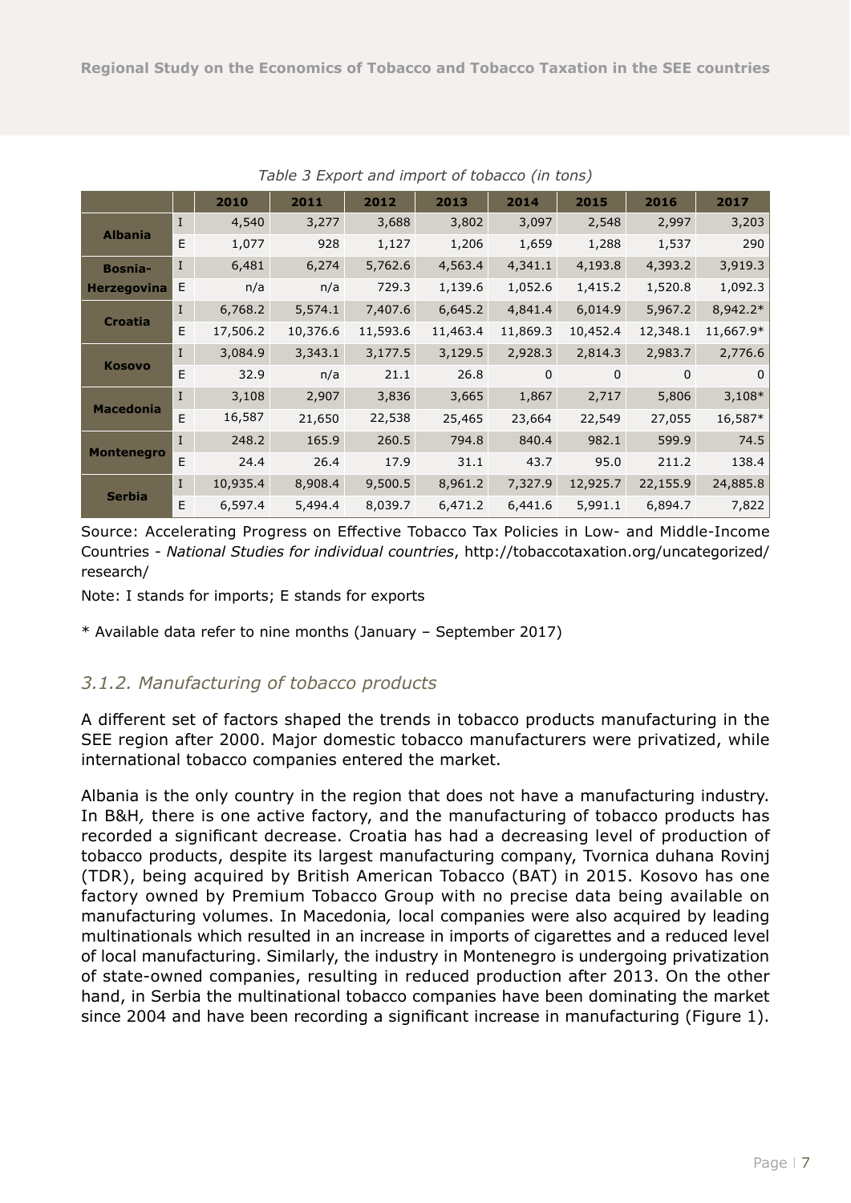*Table 3 Export and import of tobacco (in tons)*

| | | 2010 | 2011 | 2012 | 2013 | 2014 | 2015 | 2016 | 2017 |
|---|---|---|---|---|---|---|---|---|---|
| **Albania** | I | 4,540 | 3,277 | 3,688 | 3,802 | 3,097 | 2,548 | 2,997 | 3,203 |
| | E | 1,077 | 928 | 1,127 | 1,206 | 1,659 | 1,288 | 1,537 | 290 |
| **Bosnia-Herzegovina** | I | 6,481 | 6,274 | 5,762.6 | 4,563.4 | 4,341.1 | 4,193.8 | 4,393.2 | 3,919.3 |
| | E | n/a | n/a | 729.3 | 1,139.6 | 1,052.6 | 1,415.2 | 1,520.8 | 1,092.3 |
| **Croatia** | I | 6,768.2 | 5,574.1 | 7,407.6 | 6,645.2 | 4,841.4 | 6,014.9 | 5,967.2 | 8,942.2* |
| | E | 17,506.2 | 10,376.6 | 11,593.6 | 11,463.4 | 11,869.3 | 10,452.4 | 12,348.1 | 11,667.9* |
| **Kosovo** | I | 3,084.9 | 3,343.1 | 3,177.5 | 3,129.5 | 2,928.3 | 2,814.3 | 2,983.7 | 2,776.6 |
| | E | 32.9 | n/a | 21.1 | 26.8 | 0 | 0 | 0 | 0 |
| **Macedonia** | I | 3,108 | 2,907 | 3,836 | 3,665 | 1,867 | 2,717 | 5,806 | 3,108* |
| | E | 16,587 | 21,650 | 22,538 | 25,465 | 23,664 | 22,549 | 27,055 | 16,587* |
| **Montenegro** | I | 248.2 | 165.9 | 260.5 | 794.8 | 840.4 | 982.1 | 599.9 | 74.5 |
| | E | 24.4 | 26.4 | 17.9 | 31.1 | 43.7 | 95.0 | 211.2 | 138.4 |
| **Serbia** | I | 10,935.4 | 8,908.4 | 9,500.5 | 8,961.2 | 7,327.9 | 12,925.7 | 22,155.9 | 24,885.8 |
| | E | 6,597.4 | 5,494.4 | 8,039.7 | 6,471.2 | 6,441.6 | 5,991.1 | 6,894.7 | 7,822 |

Source: Accelerating Progress on Effective Tobacco Tax Policies in Low- and Middle-Income Countries - *National Studies for individual countries*, http://tobaccotaxation.org/uncategorized/research/

Note: I stands for imports; E stands for exports

* Available data refer to nine months (January – September 2017)

### *3.1.2. Manufacturing of tobacco products*

A different set of factors shaped the trends in tobacco products manufacturing in the SEE region after 2000. Major domestic tobacco manufacturers were privatized, while international tobacco companies entered the market.

Albania is the only country in the region that does not have a manufacturing industry. In B&H*,* there is one active factory, and the manufacturing of tobacco products has recorded a significant decrease. Croatia has had a decreasing level of production of tobacco products, despite its largest manufacturing company, Tvornica duhana Rovinj (TDR), being acquired by British American Tobacco (BAT) in 2015. Kosovo has one factory owned by Premium Tobacco Group with no precise data being available on manufacturing volumes. In Macedonia*,* local companies were also acquired by leading multinationals which resulted in an increase in imports of cigarettes and a reduced level of local manufacturing. Similarly, the industry in Montenegro is undergoing privatization of state-owned companies, resulting in reduced production after 2013. On the other hand, in Serbia the multinational tobacco companies have been dominating the market since 2004 and have been recording a significant increase in manufacturing (Figure 1).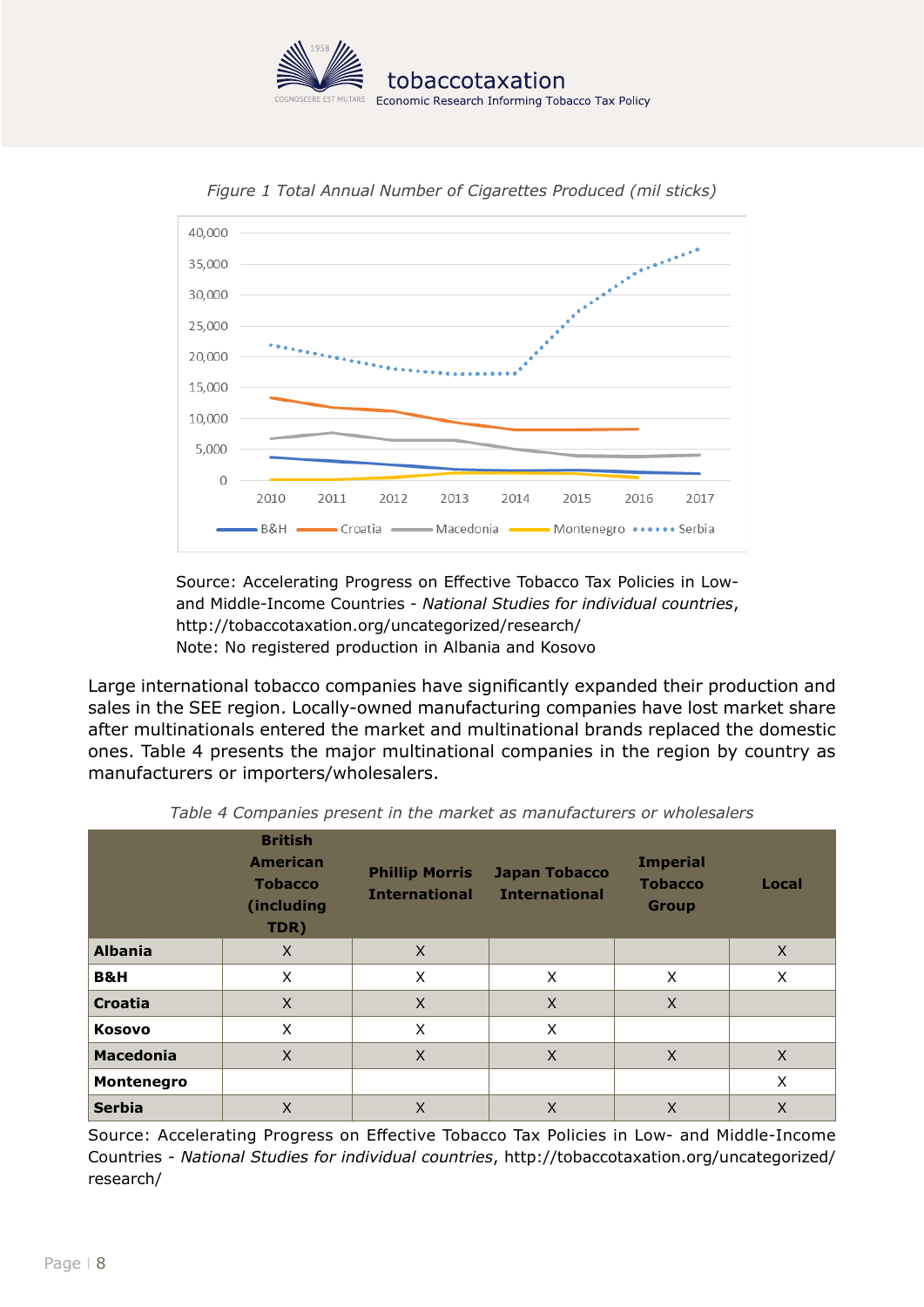*Figure 1 Total Annual Number of Cigarettes Produced (mil sticks)*

Source: Accelerating Progress on Effective Tobacco Tax Policies in Low- and Middle-Income Countries - *National Studies for individual countries*, http://tobaccotaxation.org/uncategorized/research/
Note: No registered production in Albania and Kosovo

Large international tobacco companies have significantly expanded their production and sales in the SEE region. Locally-owned manufacturing companies have lost market share after multinationals entered the market and multinational brands replaced the domestic ones. Table 4 presents the major multinational companies in the region by country as manufacturers or importers/wholesalers.

*Table 4 Companies present in the market as manufacturers or wholesalers*

| | British American Tobacco (including TDR) | Phillip Morris International | Japan Tobacco International | Imperial Tobacco Group | Local |
|---|---|---|---|---|---|
| **Albania** | X | X | | | X |
| **B&H** | X | X | X | X | X |
| **Croatia** | X | X | X | X | |
| **Kosovo** | X | X | X | | |
| **Macedonia** | X | X | X | X | X |
| **Montenegro** | | | | | X |
| **Serbia** | X | X | X | X | X |

Source: Accelerating Progress on Effective Tobacco Tax Policies in Low- and Middle-Income Countries - *National Studies for individual countries*, http://tobaccotaxation.org/uncategorized/research/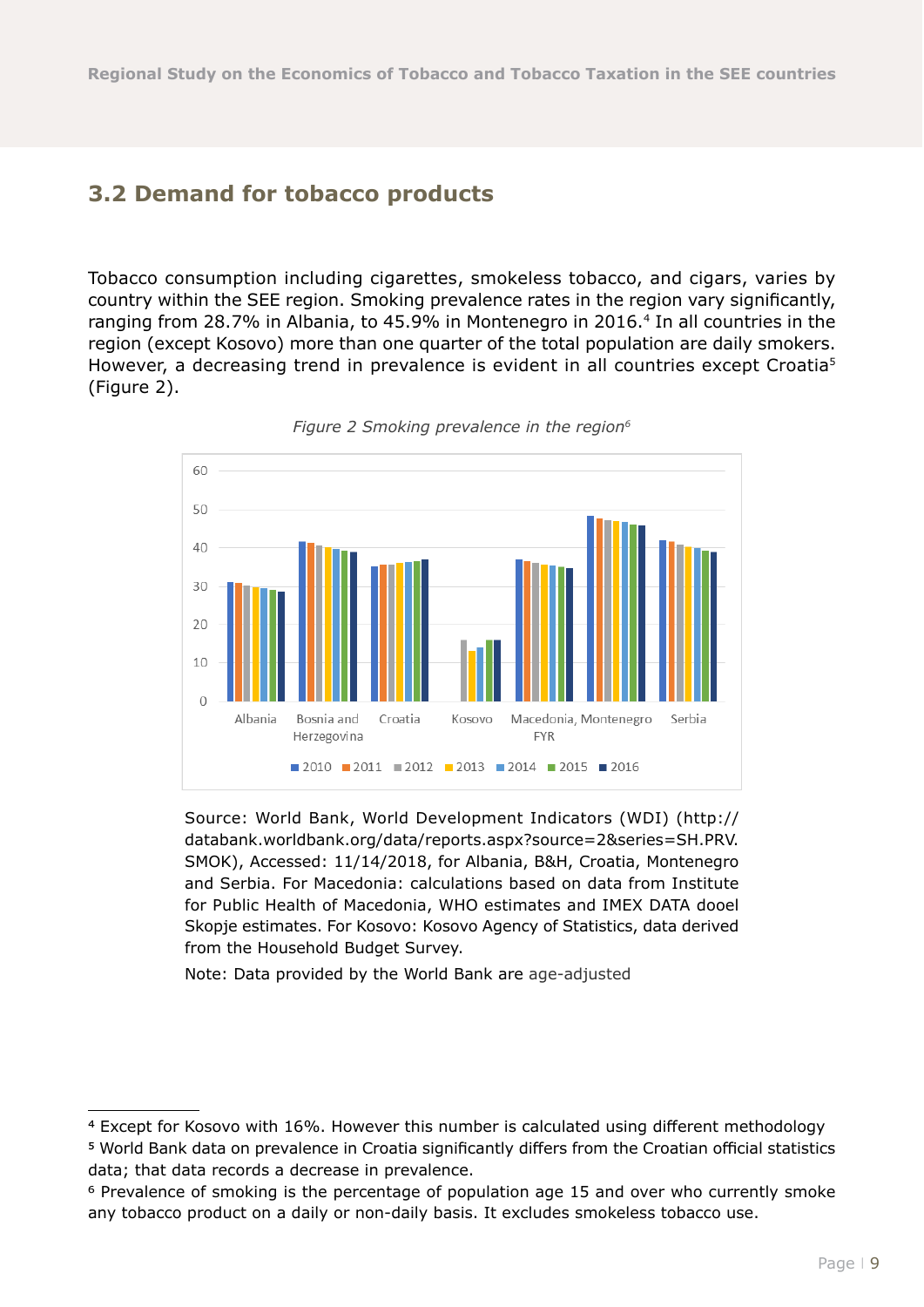## 3.2 Demand for tobacco products

Tobacco consumption including cigarettes, smokeless tobacco, and cigars, varies by country within the SEE region. Smoking prevalence rates in the region vary significantly, ranging from 28.7% in Albania, to 45.9% in Montenegro in 2016.[4] In all countries in the region (except Kosovo) more than one quarter of the total population are daily smokers. However, a decreasing trend in prevalence is evident in all countries except Croatia[5] (Figure 2).

*Figure 2 Smoking prevalence in the region[6]*

Source: World Bank, World Development Indicators (WDI) (http://databank.worldbank.org/data/reports.aspx?source=2&series=SH.PRV.SMOK), Accessed: 11/14/2018, for Albania, B&H, Croatia, Montenegro and Serbia. For Macedonia: calculations based on data from Institute for Public Health of Macedonia, WHO estimates and IMEX DATA dooel Skopje estimates. For Kosovo: Kosovo Agency of Statistics, data derived from the Household Budget Survey.

Note: Data provided by the World Bank are age-adjusted

---

[4] Except for Kosovo with 16%. However this number is calculated using different methodology

[5] World Bank data on prevalence in Croatia significantly differs from the Croatian official statistics data; that data records a decrease in prevalence.

[6] Prevalence of smoking is the percentage of population age 15 and over who currently smoke any tobacco product on a daily or non-daily basis. It excludes smokeless tobacco use.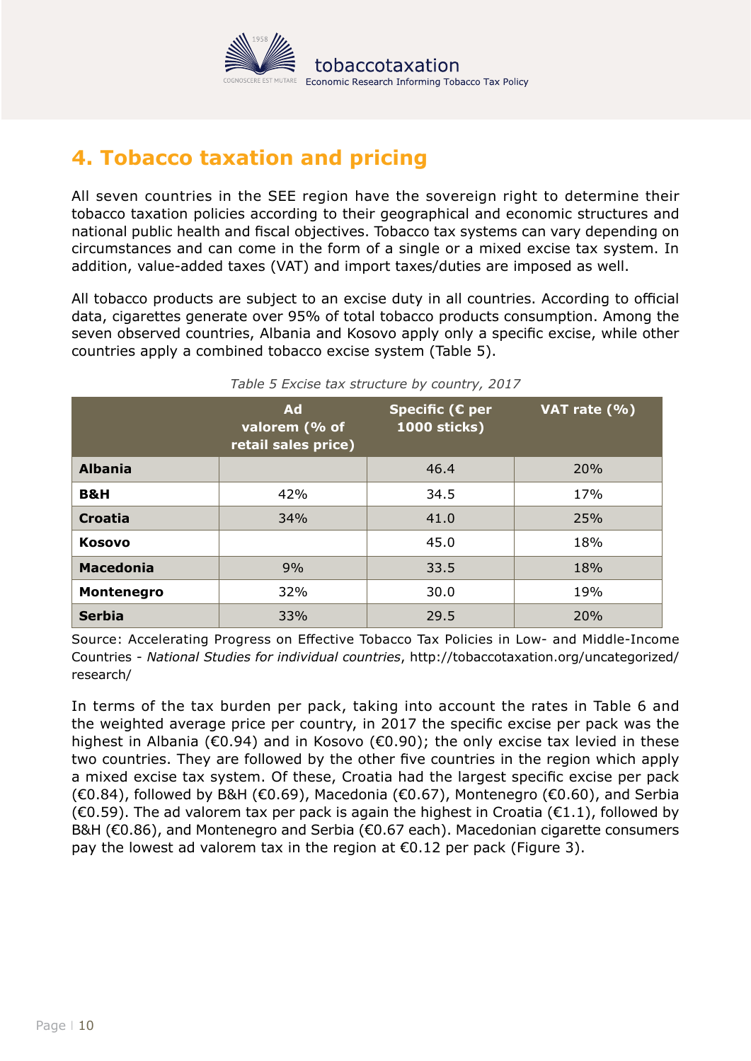# 4. Tobacco taxation and pricing

All seven countries in the SEE region have the sovereign right to determine their tobacco taxation policies according to their geographical and economic structures and national public health and fiscal objectives. Tobacco tax systems can vary depending on circumstances and can come in the form of a single or a mixed excise tax system. In addition, value-added taxes (VAT) and import taxes/duties are imposed as well.

All tobacco products are subject to an excise duty in all countries. According to official data, cigarettes generate over 95% of total tobacco products consumption. Among the seven observed countries, Albania and Kosovo apply only a specific excise, while other countries apply a combined tobacco excise system (Table 5).

*Table 5 Excise tax structure by country, 2017*

| | Ad valorem (% of retail sales price) | Specific (€ per 1000 sticks) | VAT rate (%) |
|---|---|---|---|
| **Albania** | | 46.4 | 20% |
| **B&H** | 42% | 34.5 | 17% |
| **Croatia** | 34% | 41.0 | 25% |
| **Kosovo** | | 45.0 | 18% |
| **Macedonia** | 9% | 33.5 | 18% |
| **Montenegro** | 32% | 30.0 | 19% |
| **Serbia** | 33% | 29.5 | 20% |

Source: Accelerating Progress on Effective Tobacco Tax Policies in Low- and Middle-Income Countries - *National Studies for individual countries*, http://tobaccotaxation.org/uncategorized/research/

In terms of the tax burden per pack, taking into account the rates in Table 6 and the weighted average price per country, in 2017 the specific excise per pack was the highest in Albania (€0.94) and in Kosovo (€0.90); the only excise tax levied in these two countries. They are followed by the other five countries in the region which apply a mixed excise tax system. Of these, Croatia had the largest specific excise per pack (€0.84), followed by B&H (€0.69), Macedonia (€0.67), Montenegro (€0.60), and Serbia (€0.59). The ad valorem tax per pack is again the highest in Croatia (€1.1), followed by B&H (€0.86), and Montenegro and Serbia (€0.67 each). Macedonian cigarette consumers pay the lowest ad valorem tax in the region at €0.12 per pack (Figure 3).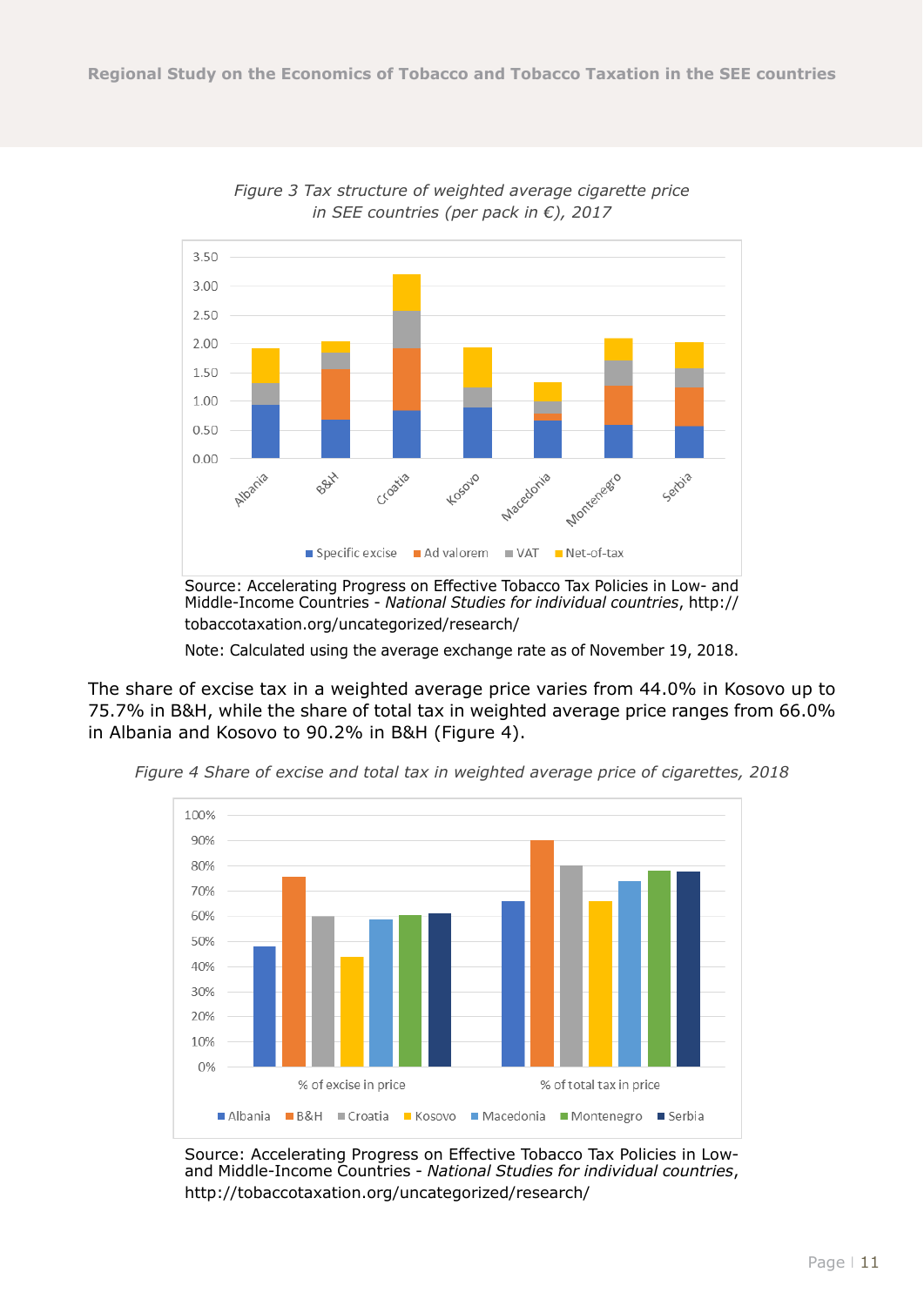*Figure 3 Tax structure of weighted average cigarette price in SEE countries (per pack in €), 2017*

Source: Accelerating Progress on Effective Tobacco Tax Policies in Low- and Middle-Income Countries - *National Studies for individual countries*, http://tobaccotaxation.org/uncategorized/research/

Note: Calculated using the average exchange rate as of November 19, 2018.

The share of excise tax in a weighted average price varies from 44.0% in Kosovo up to 75.7% in B&H, while the share of total tax in weighted average price ranges from 66.0% in Albania and Kosovo to 90.2% in B&H (Figure 4).

*Figure 4 Share of excise and total tax in weighted average price of cigarettes, 2018*

Source: Accelerating Progress on Effective Tobacco Tax Policies in Low- and Middle-Income Countries - *National Studies for individual countries*, http://tobaccotaxation.org/uncategorized/research/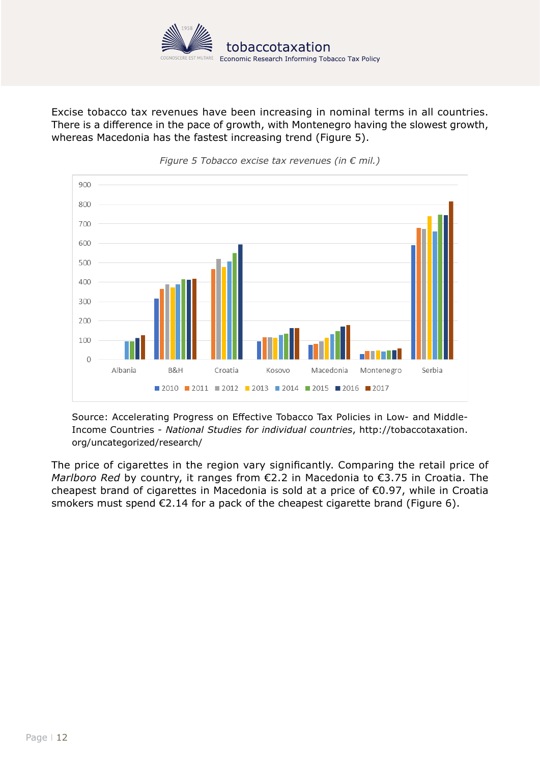Excise tobacco tax revenues have been increasing in nominal terms in all countries. There is a difference in the pace of growth, with Montenegro having the slowest growth, whereas Macedonia has the fastest increasing trend (Figure 5).

*Figure 5 Tobacco excise tax revenues (in € mil.)*

Source: Accelerating Progress on Effective Tobacco Tax Policies in Low- and Middle-Income Countries - *National Studies for individual countries*, http://tobaccotaxation.org/uncategorized/research/

The price of cigarettes in the region vary significantly. Comparing the retail price of *Marlboro Red* by country, it ranges from €2.2 in Macedonia to €3.75 in Croatia. The cheapest brand of cigarettes in Macedonia is sold at a price of €0.97, while in Croatia smokers must spend €2.14 for a pack of the cheapest cigarette brand (Figure 6).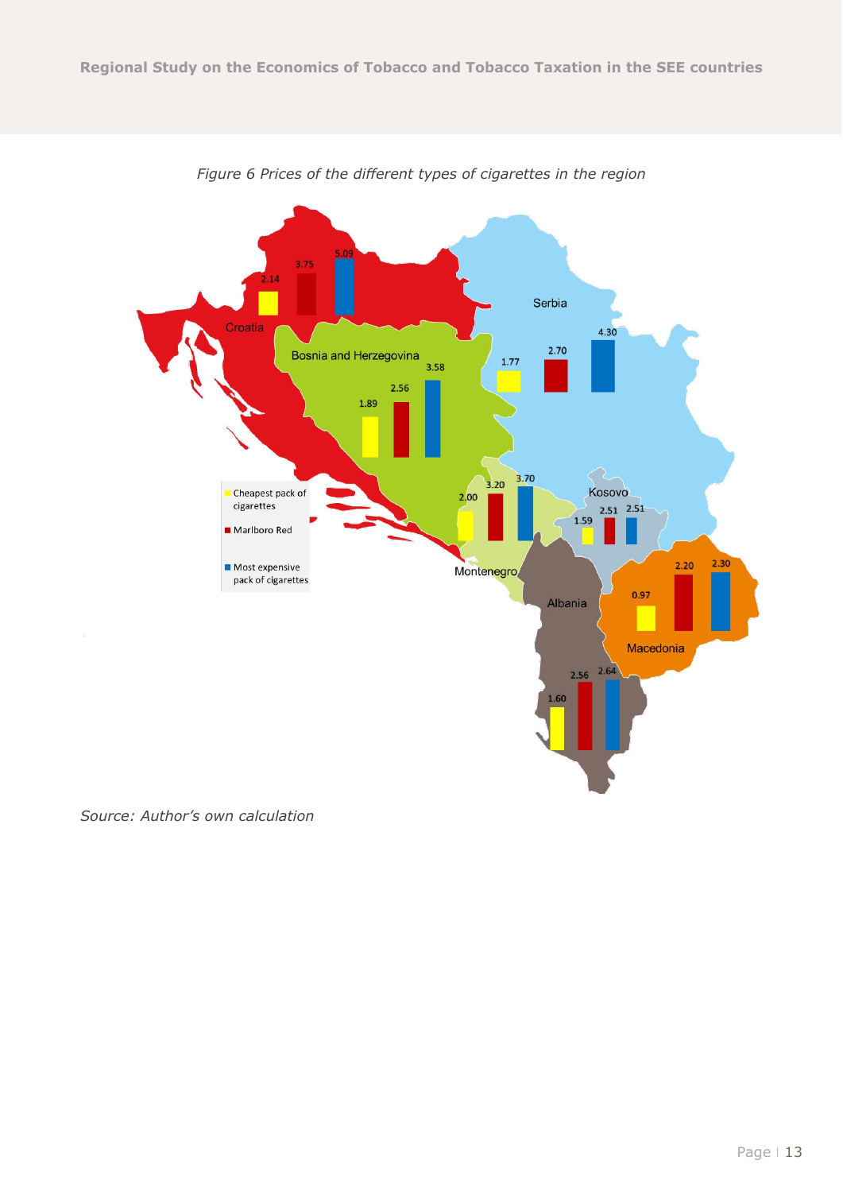*Figure 6 Prices of the different types of cigarettes in the region*

| Country | Cheapest pack of cigarettes | Marlboro Red | Most expensive pack of cigarettes |
|---|---|---|---|
| Croatia | 2.14 | 3.75 | 5.09 |
| Bosnia and Herzegovina | 1.89 | 2.56 | 3.58 |
| Serbia | 1.77 | 2.70 | 4.30 |
| Montenegro | 2.00 | 3.20 | 3.70 |
| Kosovo | 1.59 | 2.51 | 2.51 |
| Macedonia | 0.97 | 2.20 | 2.30 |
| Albania | 1.60 | 2.56 | 2.64 |

*Source: Author's own calculation*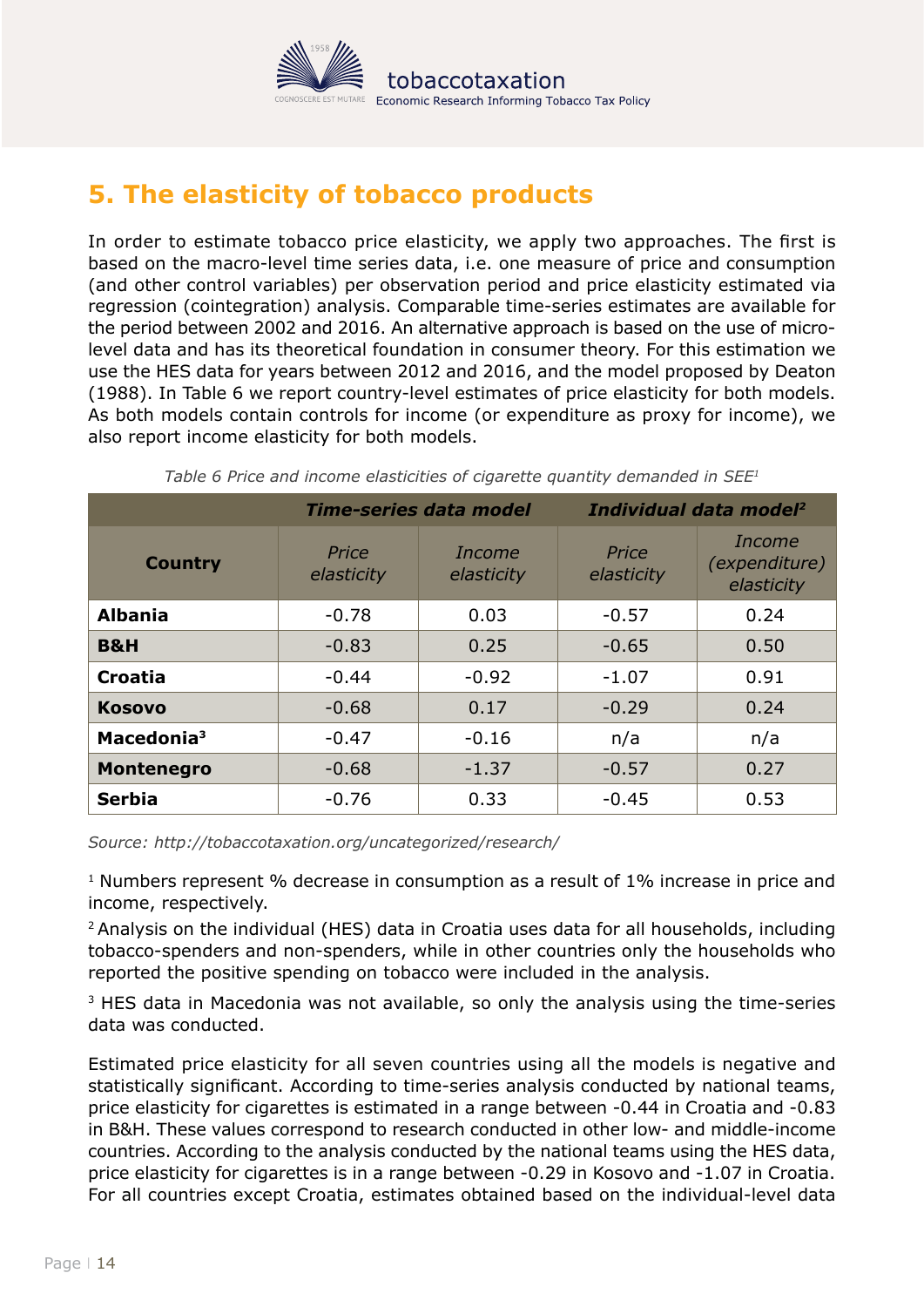## 5. The elasticity of tobacco products

In order to estimate tobacco price elasticity, we apply two approaches. The first is based on the macro-level time series data, i.e. one measure of price and consumption (and other control variables) per observation period and price elasticity estimated via regression (cointegration) analysis. Comparable time-series estimates are available for the period between 2002 and 2016. An alternative approach is based on the use of micro-level data and has its theoretical foundation in consumer theory. For this estimation we use the HES data for years between 2012 and 2016, and the model proposed by Deaton (1988). In Table 6 we report country-level estimates of price elasticity for both models. As both models contain controls for income (or expenditure as proxy for income), we also report income elasticity for both models.

*Table 6 Price and income elasticities of cigarette quantity demanded in SEE[1]*

| | **Time-series data model** | | **Individual data model[2]** | |
|---|---|---|---|---|
| **Country** | *Price elasticity* | *Income elasticity* | *Price elasticity* | *Income (expenditure) elasticity* |
| **Albania** | -0.78 | 0.03 | -0.57 | 0.24 |
| **B&H** | -0.83 | 0.25 | -0.65 | 0.50 |
| **Croatia** | -0.44 | -0.92 | -1.07 | 0.91 |
| **Kosovo** | -0.68 | 0.17 | -0.29 | 0.24 |
| **Macedonia[3]** | -0.47 | -0.16 | n/a | n/a |
| **Montenegro** | -0.68 | -1.37 | -0.57 | 0.27 |
| **Serbia** | -0.76 | 0.33 | -0.45 | 0.53 |

*Source: http://tobaccotaxation.org/uncategorized/research/*

[1] Numbers represent % decrease in consumption as a result of 1% increase in price and income, respectively.

[2] Analysis on the individual (HES) data in Croatia uses data for all households, including tobacco-spenders and non-spenders, while in other countries only the households who reported the positive spending on tobacco were included in the analysis.

[3] HES data in Macedonia was not available, so only the analysis using the time-series data was conducted.

Estimated price elasticity for all seven countries using all the models is negative and statistically significant. According to time-series analysis conducted by national teams, price elasticity for cigarettes is estimated in a range between -0.44 in Croatia and -0.83 in B&H. These values correspond to research conducted in other low- and middle-income countries. According to the analysis conducted by the national teams using the HES data, price elasticity for cigarettes is in a range between -0.29 in Kosovo and -1.07 in Croatia. For all countries except Croatia, estimates obtained based on the individual-level data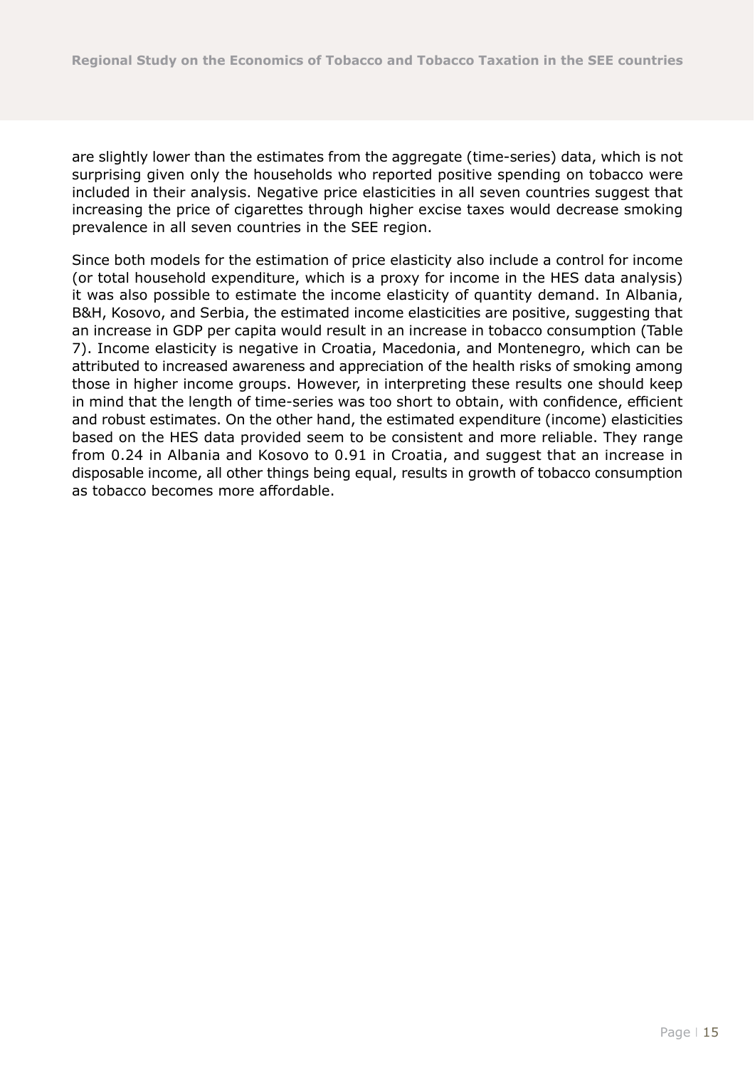are slightly lower than the estimates from the aggregate (time-series) data, which is not surprising given only the households who reported positive spending on tobacco were included in their analysis. Negative price elasticities in all seven countries suggest that increasing the price of cigarettes through higher excise taxes would decrease smoking prevalence in all seven countries in the SEE region.

Since both models for the estimation of price elasticity also include a control for income (or total household expenditure, which is a proxy for income in the HES data analysis) it was also possible to estimate the income elasticity of quantity demand. In Albania, B&H, Kosovo, and Serbia, the estimated income elasticities are positive, suggesting that an increase in GDP per capita would result in an increase in tobacco consumption (Table 7). Income elasticity is negative in Croatia, Macedonia, and Montenegro, which can be attributed to increased awareness and appreciation of the health risks of smoking among those in higher income groups. However, in interpreting these results one should keep in mind that the length of time-series was too short to obtain, with confidence, efficient and robust estimates. On the other hand, the estimated expenditure (income) elasticities based on the HES data provided seem to be consistent and more reliable. They range from 0.24 in Albania and Kosovo to 0.91 in Croatia, and suggest that an increase in disposable income, all other things being equal, results in growth of tobacco consumption as tobacco becomes more affordable.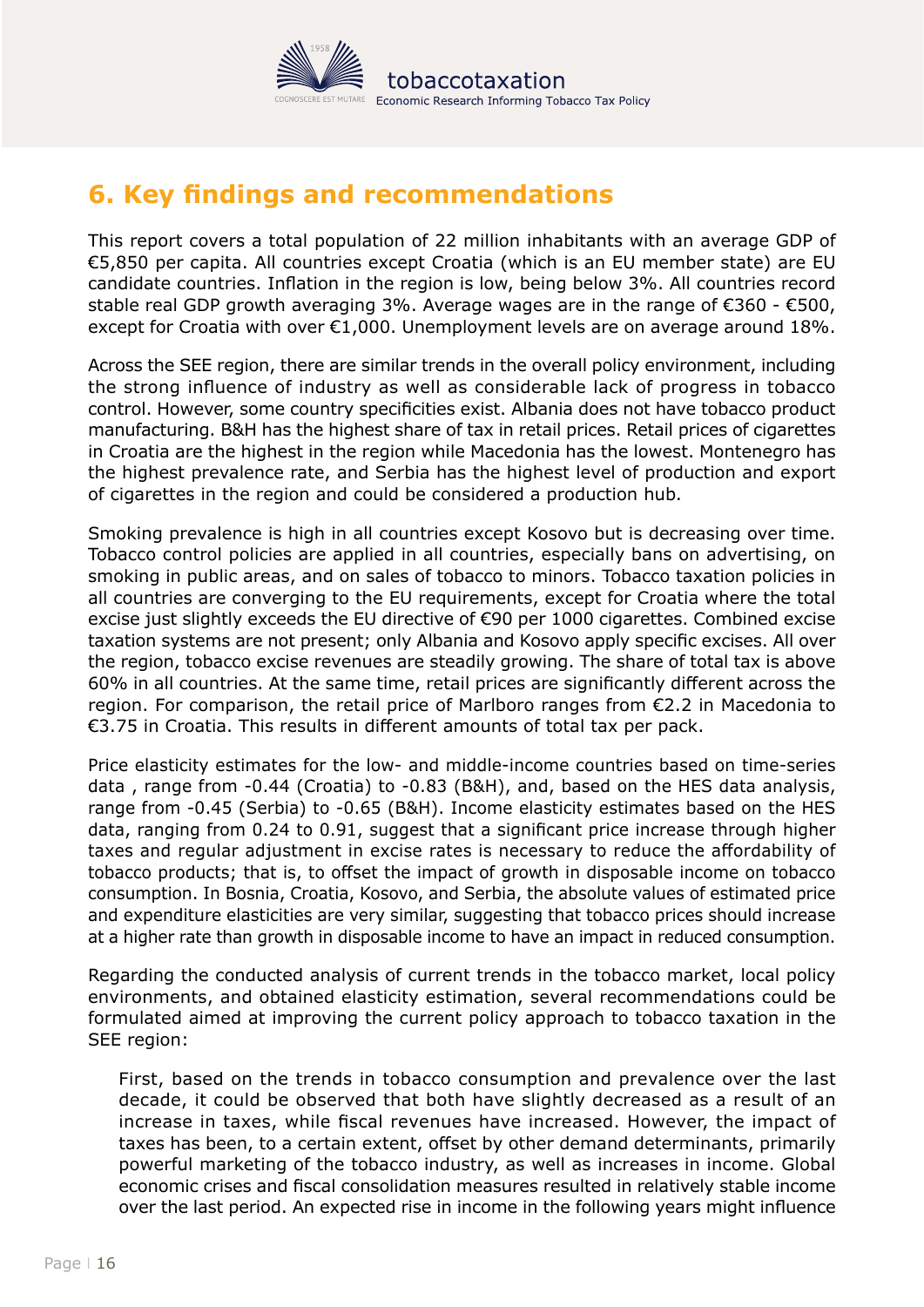# 6. Key findings and recommendations

This report covers a total population of 22 million inhabitants with an average GDP of €5,850 per capita. All countries except Croatia (which is an EU member state) are EU candidate countries. Inflation in the region is low, being below 3%. All countries record stable real GDP growth averaging 3%. Average wages are in the range of €360 - €500, except for Croatia with over €1,000. Unemployment levels are on average around 18%.

Across the SEE region, there are similar trends in the overall policy environment, including the strong influence of industry as well as considerable lack of progress in tobacco control. However, some country specificities exist. Albania does not have tobacco product manufacturing. B&H has the highest share of tax in retail prices. Retail prices of cigarettes in Croatia are the highest in the region while Macedonia has the lowest. Montenegro has the highest prevalence rate, and Serbia has the highest level of production and export of cigarettes in the region and could be considered a production hub.

Smoking prevalence is high in all countries except Kosovo but is decreasing over time. Tobacco control policies are applied in all countries, especially bans on advertising, on smoking in public areas, and on sales of tobacco to minors. Tobacco taxation policies in all countries are converging to the EU requirements, except for Croatia where the total excise just slightly exceeds the EU directive of €90 per 1000 cigarettes. Combined excise taxation systems are not present; only Albania and Kosovo apply specific excises. All over the region, tobacco excise revenues are steadily growing. The share of total tax is above 60% in all countries. At the same time, retail prices are significantly different across the region. For comparison, the retail price of Marlboro ranges from €2.2 in Macedonia to €3.75 in Croatia. This results in different amounts of total tax per pack.

Price elasticity estimates for the low- and middle-income countries based on time-series data , range from -0.44 (Croatia) to -0.83 (B&H), and, based on the HES data analysis, range from -0.45 (Serbia) to -0.65 (B&H). Income elasticity estimates based on the HES data, ranging from 0.24 to 0.91, suggest that a significant price increase through higher taxes and regular adjustment in excise rates is necessary to reduce the affordability of tobacco products; that is, to offset the impact of growth in disposable income on tobacco consumption. In Bosnia, Croatia, Kosovo, and Serbia, the absolute values of estimated price and expenditure elasticities are very similar, suggesting that tobacco prices should increase at a higher rate than growth in disposable income to have an impact in reduced consumption.

Regarding the conducted analysis of current trends in the tobacco market, local policy environments, and obtained elasticity estimation, several recommendations could be formulated aimed at improving the current policy approach to tobacco taxation in the SEE region:

First, based on the trends in tobacco consumption and prevalence over the last decade, it could be observed that both have slightly decreased as a result of an increase in taxes, while fiscal revenues have increased. However, the impact of taxes has been, to a certain extent, offset by other demand determinants, primarily powerful marketing of the tobacco industry, as well as increases in income. Global economic crises and fiscal consolidation measures resulted in relatively stable income over the last period. An expected rise in income in the following years might influence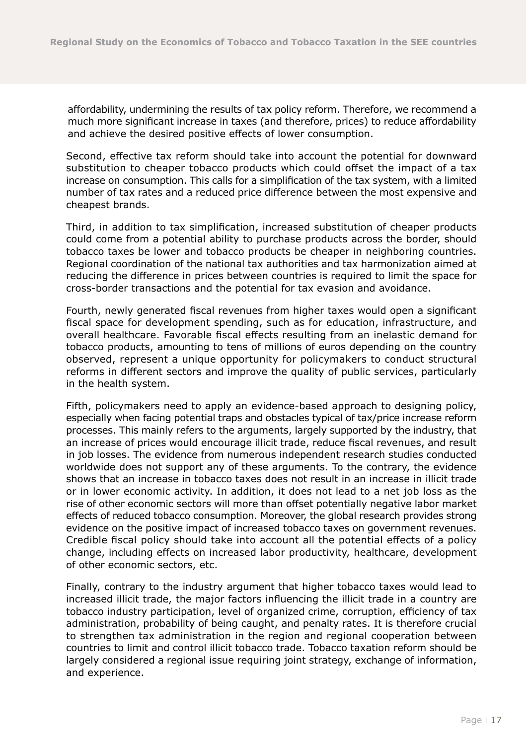affordability, undermining the results of tax policy reform. Therefore, we recommend a much more significant increase in taxes (and therefore, prices) to reduce affordability and achieve the desired positive effects of lower consumption.

Second, effective tax reform should take into account the potential for downward substitution to cheaper tobacco products which could offset the impact of a tax increase on consumption. This calls for a simplification of the tax system, with a limited number of tax rates and a reduced price difference between the most expensive and cheapest brands.

Third, in addition to tax simplification, increased substitution of cheaper products could come from a potential ability to purchase products across the border, should tobacco taxes be lower and tobacco products be cheaper in neighboring countries. Regional coordination of the national tax authorities and tax harmonization aimed at reducing the difference in prices between countries is required to limit the space for cross-border transactions and the potential for tax evasion and avoidance.

Fourth, newly generated fiscal revenues from higher taxes would open a significant fiscal space for development spending, such as for education, infrastructure, and overall healthcare. Favorable fiscal effects resulting from an inelastic demand for tobacco products, amounting to tens of millions of euros depending on the country observed, represent a unique opportunity for policymakers to conduct structural reforms in different sectors and improve the quality of public services, particularly in the health system.

Fifth, policymakers need to apply an evidence-based approach to designing policy, especially when facing potential traps and obstacles typical of tax/price increase reform processes. This mainly refers to the arguments, largely supported by the industry, that an increase of prices would encourage illicit trade, reduce fiscal revenues, and result in job losses. The evidence from numerous independent research studies conducted worldwide does not support any of these arguments. To the contrary, the evidence shows that an increase in tobacco taxes does not result in an increase in illicit trade or in lower economic activity. In addition, it does not lead to a net job loss as the rise of other economic sectors will more than offset potentially negative labor market effects of reduced tobacco consumption. Moreover, the global research provides strong evidence on the positive impact of increased tobacco taxes on government revenues. Credible fiscal policy should take into account all the potential effects of a policy change, including effects on increased labor productivity, healthcare, development of other economic sectors, etc.

Finally, contrary to the industry argument that higher tobacco taxes would lead to increased illicit trade, the major factors influencing the illicit trade in a country are tobacco industry participation, level of organized crime, corruption, efficiency of tax administration, probability of being caught, and penalty rates. It is therefore crucial to strengthen tax administration in the region and regional cooperation between countries to limit and control illicit tobacco trade. Tobacco taxation reform should be largely considered a regional issue requiring joint strategy, exchange of information, and experience.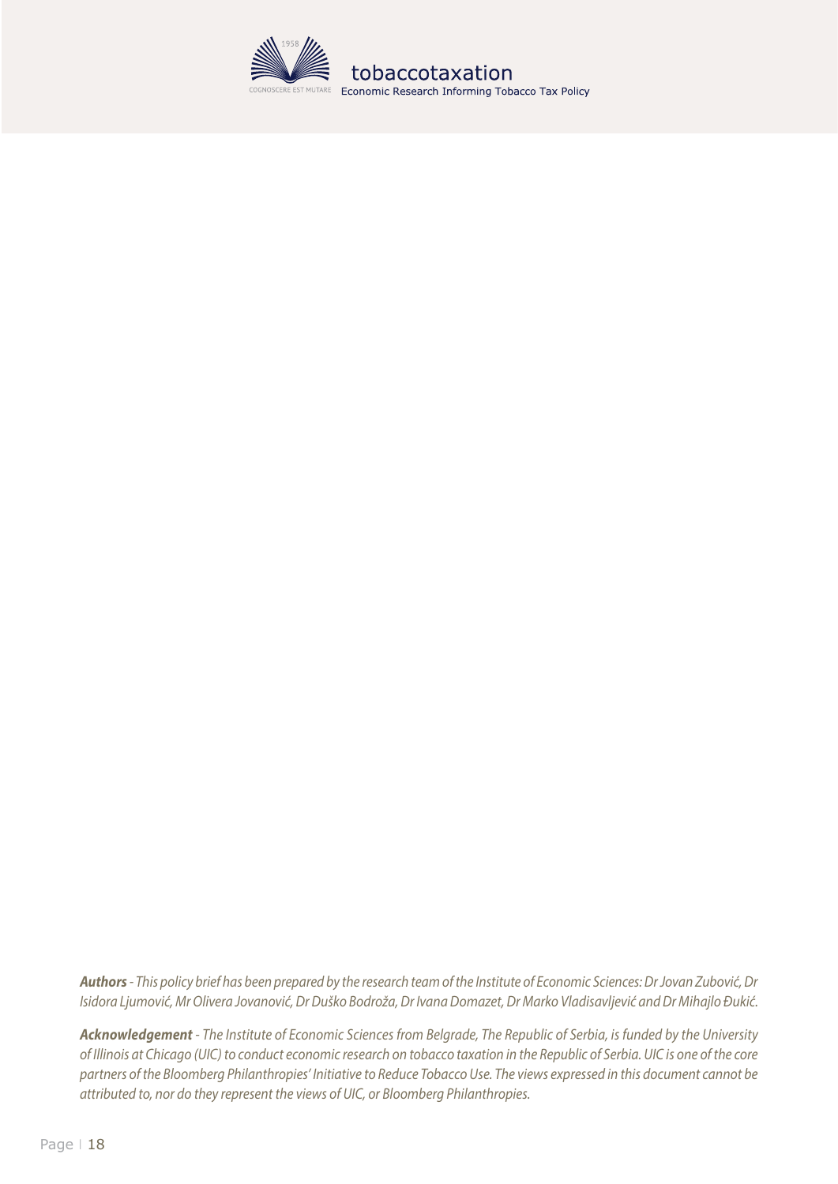***Authors** - This policy brief has been prepared by the research team of the Institute of Economic Sciences: Dr Jovan Zubović, Dr Isidora Ljumović, Mr Olivera Jovanović, Dr Duško Bodroža, Dr Ivana Domazet, Dr Marko Vladisavljević and Dr Mihajlo Đukić.*

***Acknowledgement** - The Institute of Economic Sciences from Belgrade, The Republic of Serbia, is funded by the University of Illinois at Chicago (UIC) to conduct economic research on tobacco taxation in the Republic of Serbia. UIC is one of the core partners of the Bloomberg Philanthropies' Initiative to Reduce Tobacco Use. The views expressed in this document cannot be attributed to, nor do they represent the views of UIC, or Bloomberg Philanthropies.*